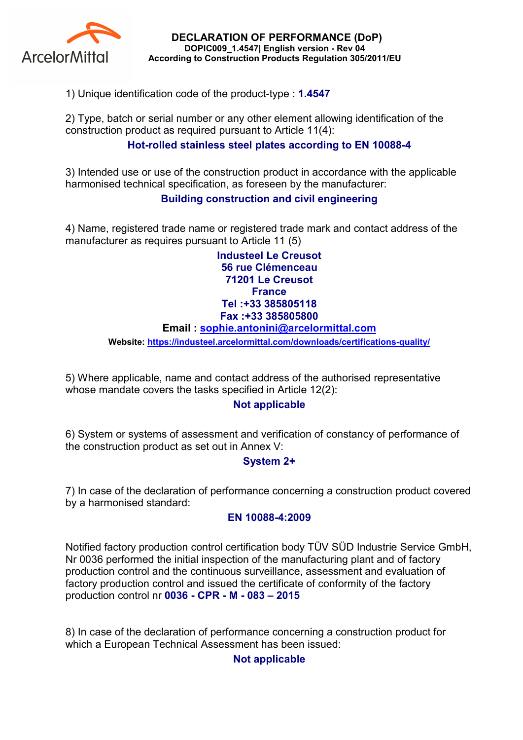ArcelorMittal

# DECLARATION OF PERFORMANCE (DoP)

**DOPIC009_1.4547| English version - Rev 04**
**According to Construction Products Regulation 305/2011/EU**

1) Unique identification code of the product-type : **1.4547**

2) Type, batch or serial number or any other element allowing identification of the construction product as required pursuant to Article 11(4):

**Hot-rolled stainless steel plates according to EN 10088-4**

3) Intended use or use of the construction product in accordance with the applicable harmonised technical specification, as foreseen by the manufacturer:

**Building construction and civil engineering**

4) Name, registered trade name or registered trade mark and contact address of the manufacturer as requires pursuant to Article 11 (5)

**Industeel Le Creusot**
**56 rue Clémenceau**
**71201 Le Creusot**
**France**
**Tel :+33 385805118**
**Fax :+33 385805800**
**Email : sophie.antonini@arcelormittal.com**
**Website: https://industeel.arcelormittal.com/downloads/certifications-quality/**

5) Where applicable, name and contact address of the authorised representative whose mandate covers the tasks specified in Article 12(2):

**Not applicable**

6) System or systems of assessment and verification of constancy of performance of the construction product as set out in Annex V:

**System 2+**

7) In case of the declaration of performance concerning a construction product covered by a harmonised standard:

**EN 10088-4:2009**

Notified factory production control certification body TÜV SÜD Industrie Service GmbH, Nr 0036 performed the initial inspection of the manufacturing plant and of factory production control and the continuous surveillance, assessment and evaluation of factory production control and issued the certificate of conformity of the factory production control nr **0036 - CPR - M - 083 – 2015**

8) In case of the declaration of performance concerning a construction product for which a European Technical Assessment has been issued:

**Not applicable**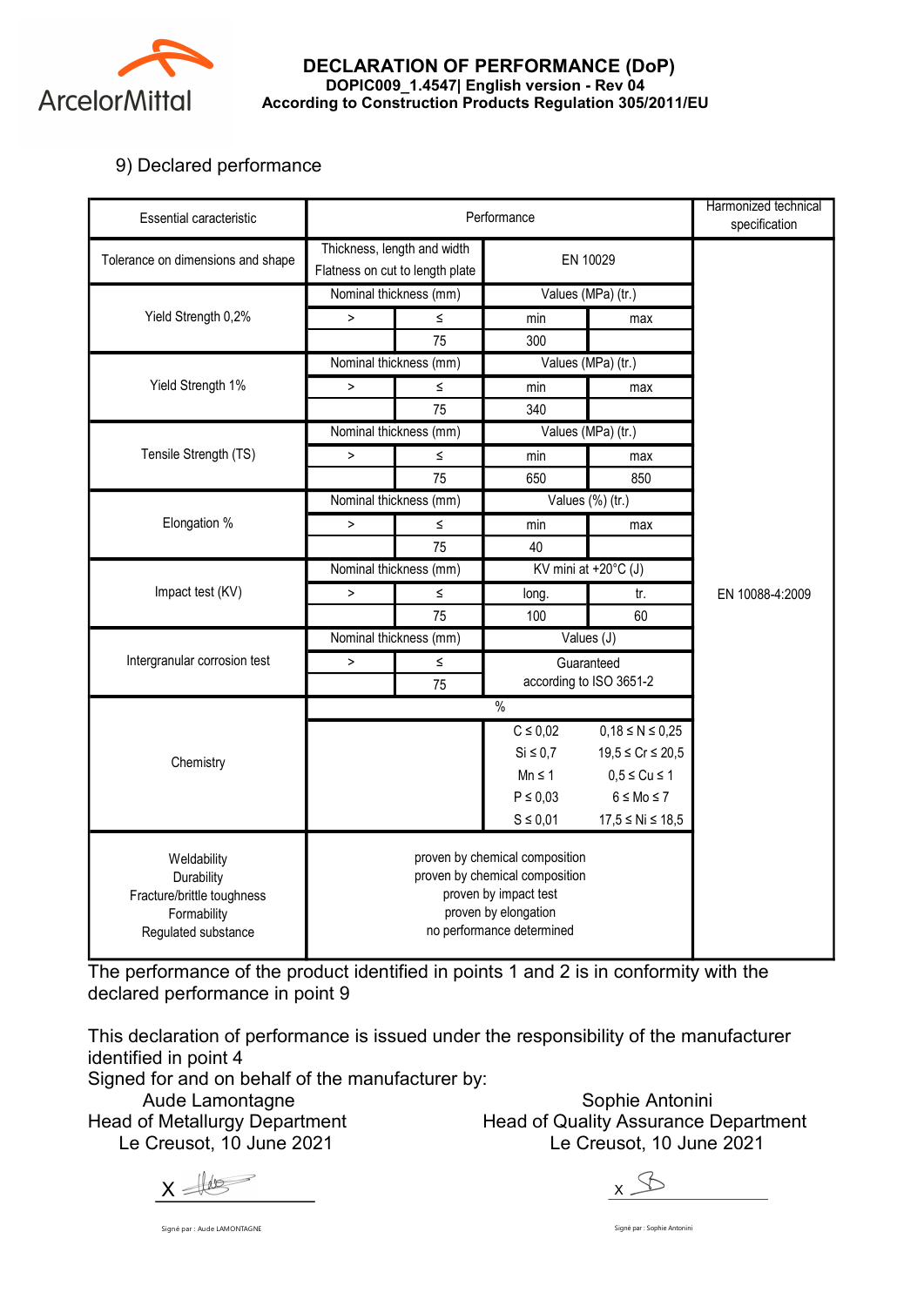# DECLARATION OF PERFORMANCE (DoP)

**DOPIC009_1.4547| English version - Rev 04**

**According to Construction Products Regulation 305/2011/EU**

## 9) Declared performance

| Essential caracteristic | Performance | | | | Harmonized technical specification |
|---|---|---|---|---|---|
| Tolerance on dimensions and shape | Thickness, length and width<br>Flatness on cut to length plate | | EN 10029 | | EN 10088-4:2009 |
| Yield Strength 0,2% | Nominal thickness (mm) | | Values (MPa) (tr.) | | |
| | > | ≤ | min | max | |
| | | 75 | 300 | | |
| Yield Strength 1% | Nominal thickness (mm) | | Values (MPa) (tr.) | | |
| | > | ≤ | min | max | |
| | | 75 | 340 | | |
| Tensile Strength (TS) | Nominal thickness (mm) | | Values (MPa) (tr.) | | |
| | > | ≤ | min | max | |
| | | 75 | 650 | 850 | |
| Elongation % | Nominal thickness (mm) | | Values (%) (tr.) | | |
| | > | ≤ | min | max | |
| | | 75 | 40 | | |
| Impact test (KV) | Nominal thickness (mm) | | KV mini at +20°C (J) | | |
| | > | ≤ | long. | tr. | |
| | | 75 | 100 | 60 | |
| Intergranular corrosion test | Nominal thickness (mm) | | Values (J) | | |
| | > | ≤ | Guaranteed according to ISO 3651-2 | | |
| | | 75 | | | |
| Chemistry | % | | | | |
| | | | C ≤ 0,02 | 0,18 ≤ N ≤ 0,25 | |
| | | | Si ≤ 0,7 | 19,5 ≤ Cr ≤ 20,5 | |
| | | | Mn ≤ 1 | 0,5 ≤ Cu ≤ 1 | |
| | | | P ≤ 0,03 | 6 ≤ Mo ≤ 7 | |
| | | | S ≤ 0,01 | 17,5 ≤ Ni ≤ 18,5 | |
| Weldability | proven by chemical composition | | | | |
| Durability | proven by chemical composition | | | | |
| Fracture/brittle toughness | proven by impact test | | | | |
| Formability | proven by elongation | | | | |
| Regulated substance | no performance determined | | | | |

The performance of the product identified in points 1 and 2 is in conformity with the declared performance in point 9

This declaration of performance is issued under the responsibility of the manufacturer identified in point 4

Signed for and on behalf of the manufacturer by:

Aude Lamontagne
Head of Metallurgy Department
Le Creusot, 10 June 2021

X

Signé par : Aude LAMONTAGNE

Sophie Antonini
Head of Quality Assurance Department
Le Creusot, 10 June 2021

X

Signé par : Sophie Antonini